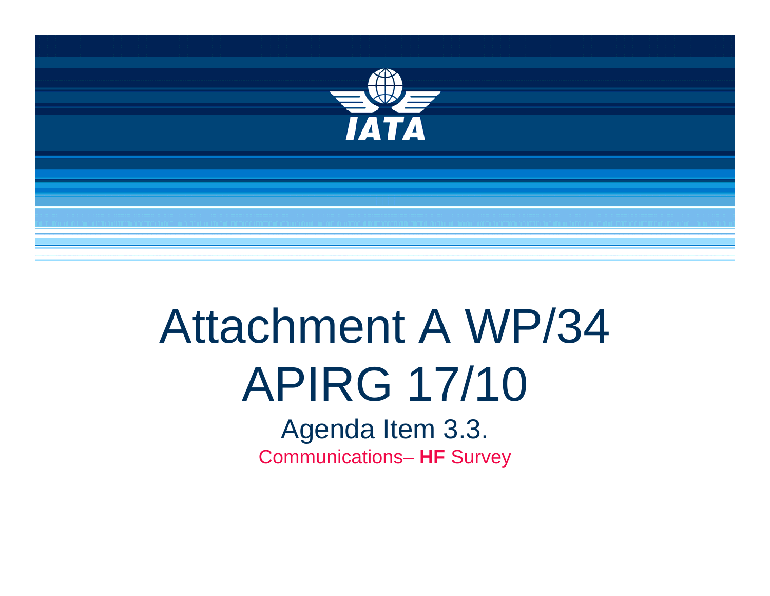# Attachment A WP/34
# APIRG 17/10

## Agenda Item 3.3.

Communications– **HF** Survey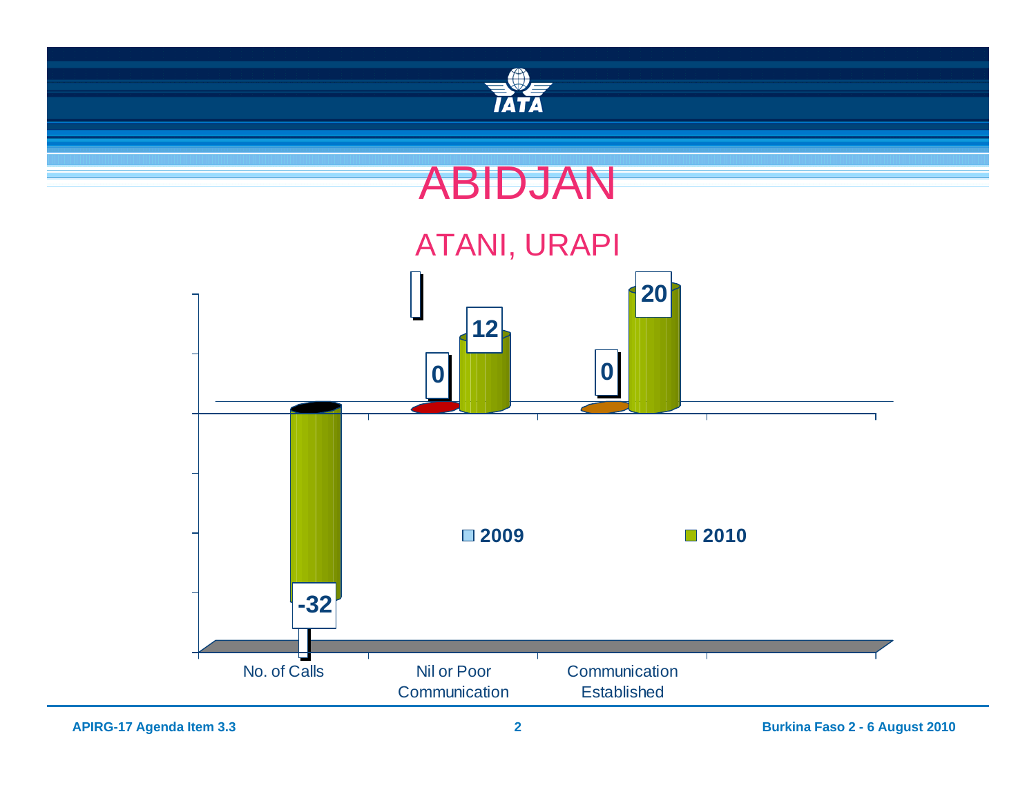# ABIDJAN

## ATANI, URAPI

| | 2009 | 2010 |
|---|---|---|
| No. of Calls | | -32 |
| Nil or Poor Communication | 0 | 12 |
| Communication Established | 0 | 20 |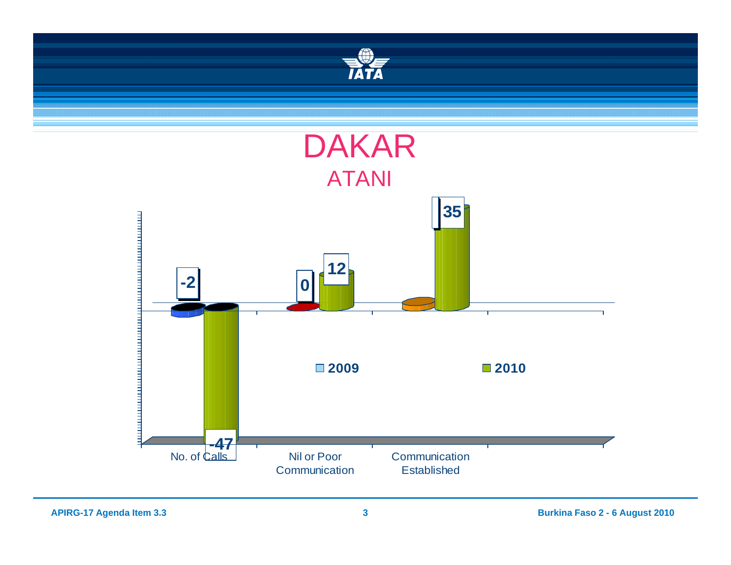# DAKAR

## ATANI

| | 2009 | 2010 |
|---|---|---|
| No. of Calls | -2 | -47 |
| Nil or Poor Communication | 0 | 12 |
| Communication Established | | 35 |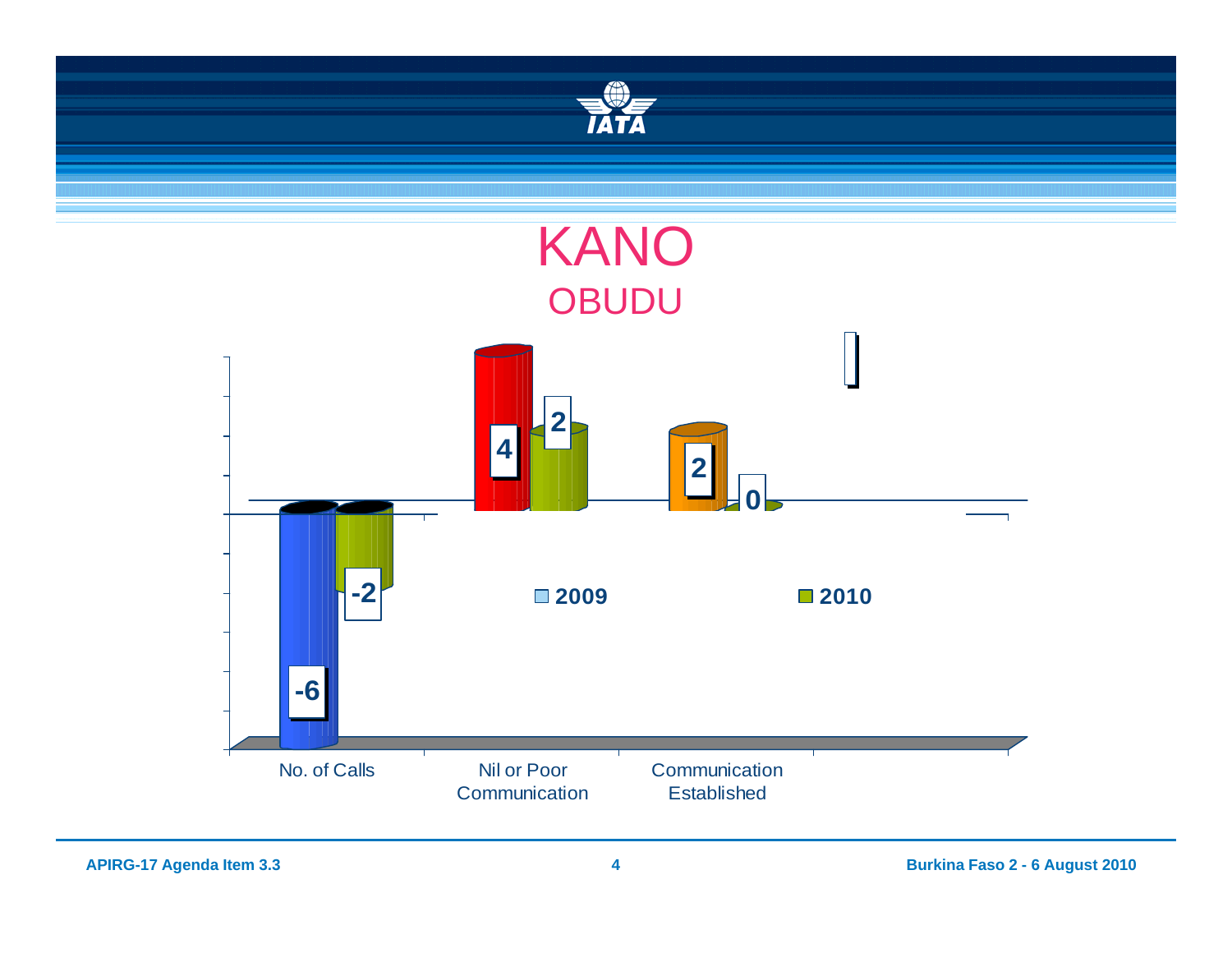# KANO

## OBUDU

| | 2009 | 2010 |
|---|---|---|
| No. of Calls | -6 | -2 |
| Nil or Poor Communication | 4 | 2 |
| Communication Established | 2 | 0 |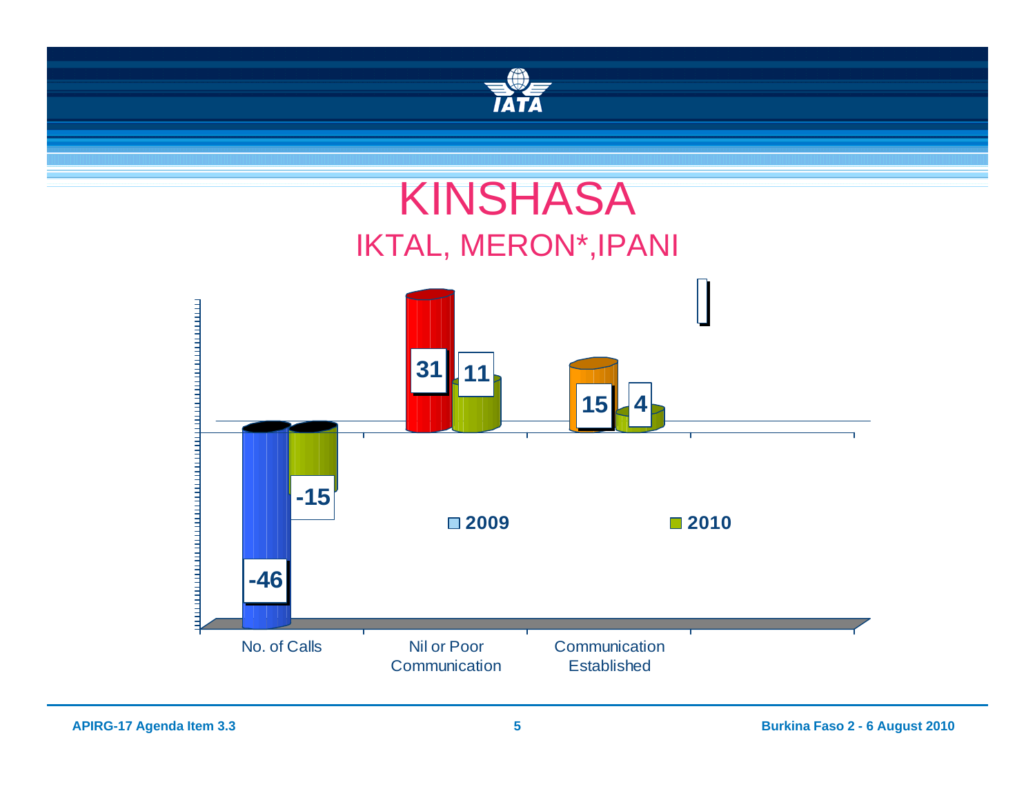# KINSHASA

## IKTAL, MERON*,IPANI

| | 2009 | 2010 |
|---|---|---|
| No. of Calls | -46 | -15 |
| Nil or Poor Communication | 31 | 11 |
| Communication Established | 15 | 4 |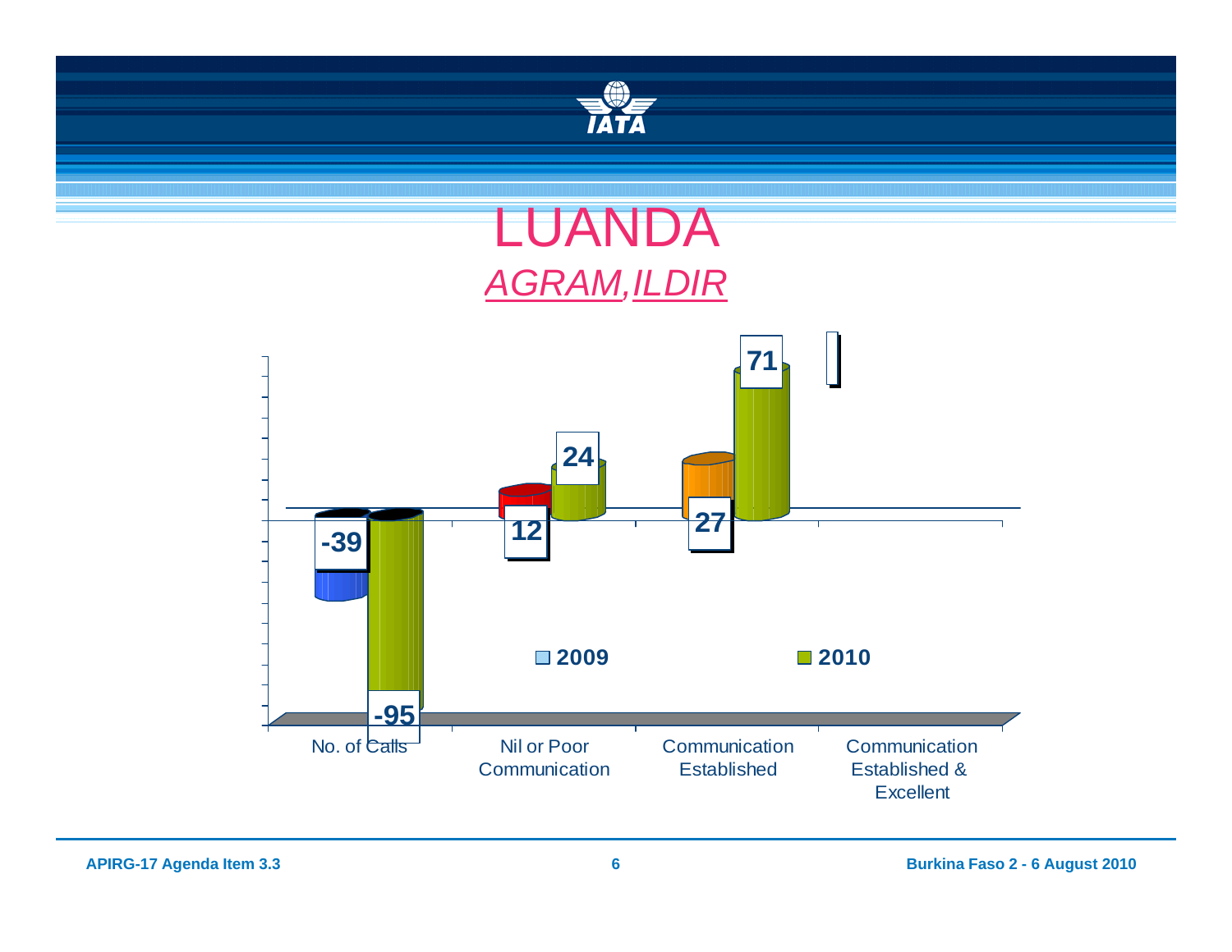# LUANDA

## *AGRAM,ILDIR*

| | 2009 | 2010 |
|---|---|---|
| No. of Calls | -39 | -95 |
| Nil or Poor Communication | 12 | 24 |
| Communication Established | 27 | 71 |
| Communication Established & Excellent | | |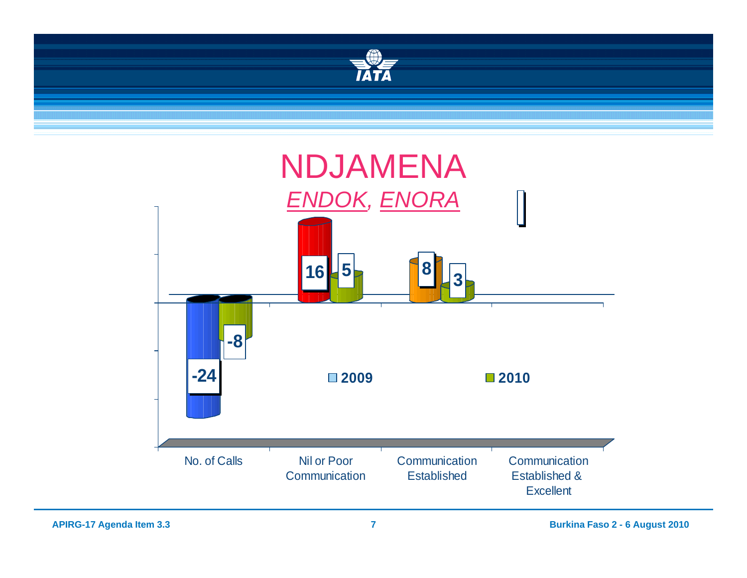# NDJAMENA

## *ENDOK, ENORA*

| | No. of Calls | Nil or Poor Communication | Communication Established | Communication Established & Excellent |
|---|---|---|---|---|
| 2009 | -24 | 16 | 8 | |
| 2010 | -8 | 5 | 3 | |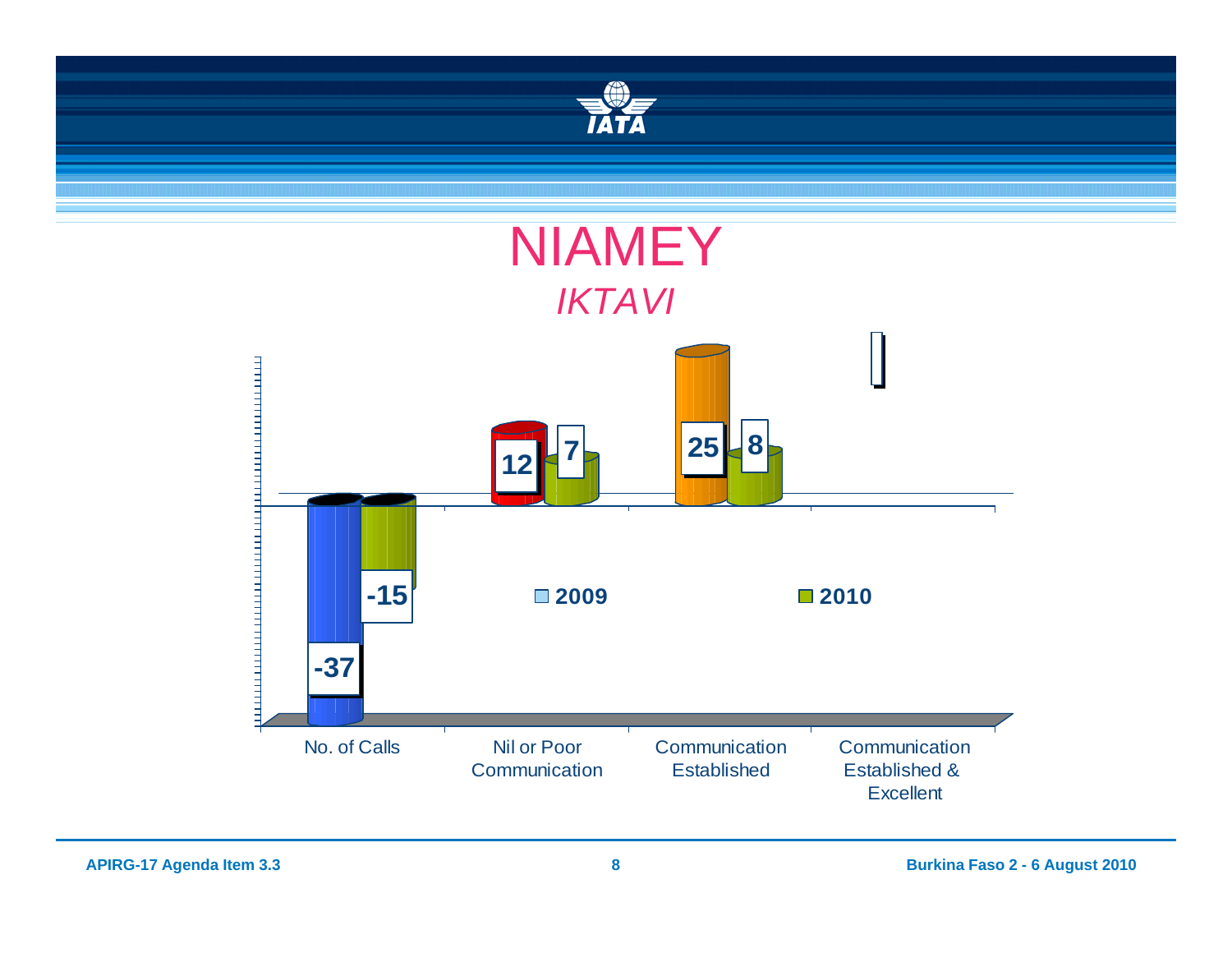# NIAMEY

*IKTAVI*

| | 2009 | 2010 |
|---|---|---|
| No. of Calls | -37 | -15 |
| Nil or Poor Communication | 12 | 7 |
| Communication Established | 25 | 8 |
| Communication Established & Excellent | | |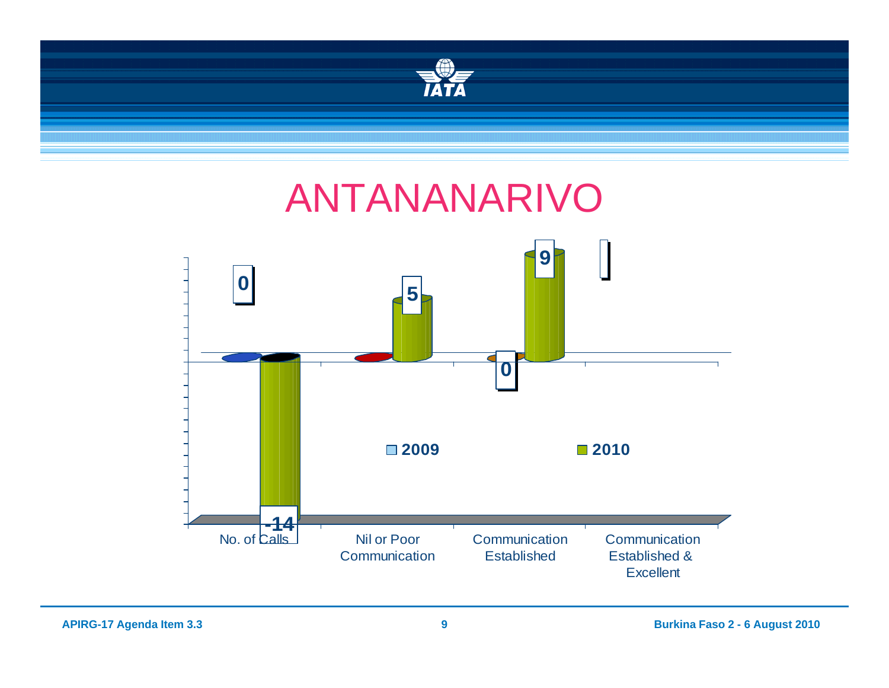# ANTANANARIVO

| | No. of Calls | Nil or Poor Communication | Communication Established | Communication Established & Excellent |
|---|---|---|---|---|
| 2009 | 0 | | 0 | |
| 2010 | -14 | 5 | 9 | |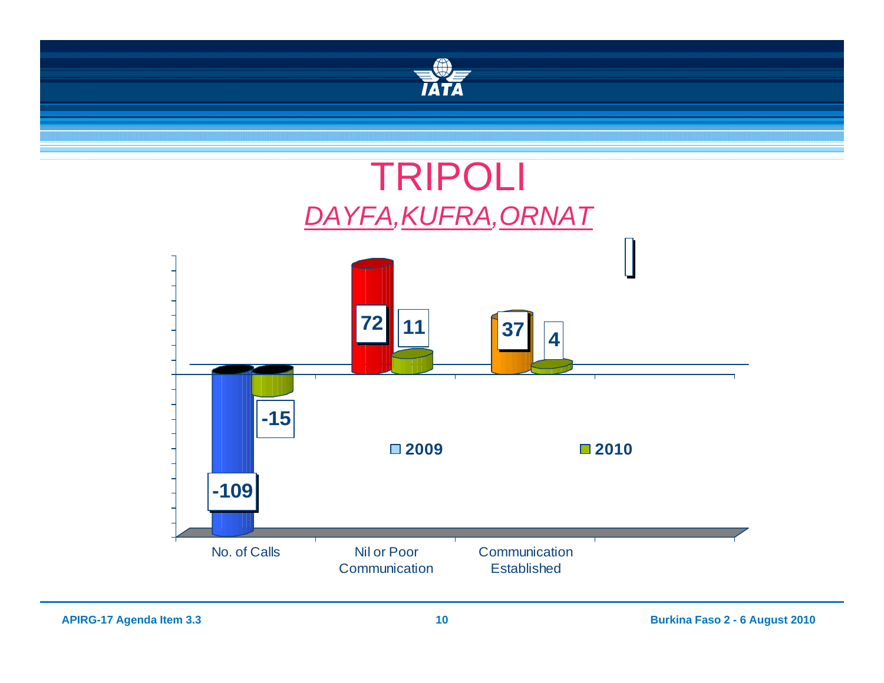# TRIPOLI

## *DAYFA,KUFRA,ORNAT*

-109
-15
72
11
37
4

2009
2010

No. of Calls
Nil or Poor Communication
Communication Established